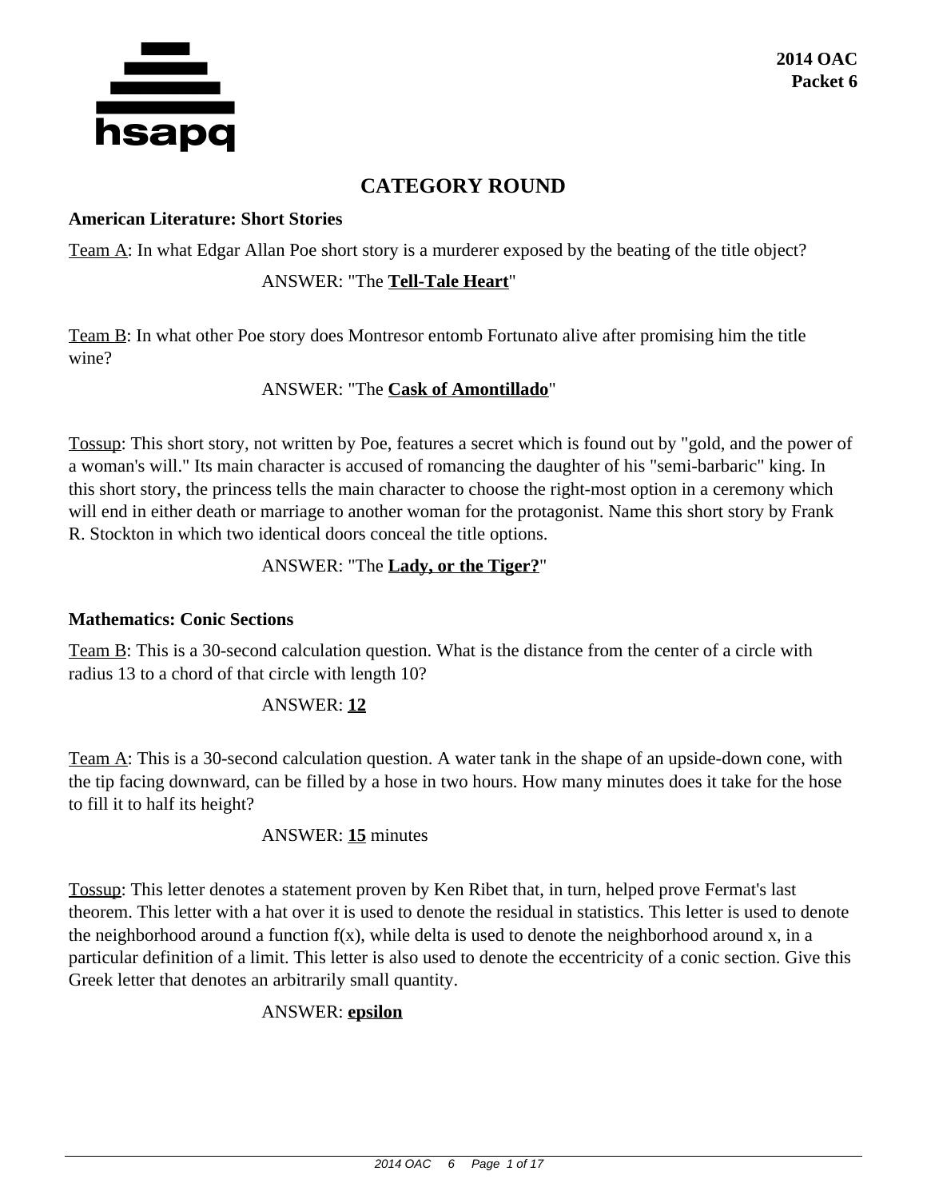# CATEGORY ROUND

### American Literature: Short Stories

Team A: In what Edgar Allan Poe short story is a murderer exposed by the beating of the title object?

ANSWER: "The **Tell-Tale Heart**"

Team B: In what other Poe story does Montresor entomb Fortunato alive after promising him the title wine?

ANSWER: "The **Cask of Amontillado**"

Tossup: This short story, not written by Poe, features a secret which is found out by "gold, and the power of a woman's will." Its main character is accused of romancing the daughter of his "semi-barbaric" king. In this short story, the princess tells the main character to choose the right-most option in a ceremony which will end in either death or marriage to another woman for the protagonist. Name this short story by Frank R. Stockton in which two identical doors conceal the title options.

ANSWER: "The **Lady, or the Tiger?**"

### Mathematics: Conic Sections

Team B: This is a 30-second calculation question. What is the distance from the center of a circle with radius 13 to a chord of that circle with length 10?

ANSWER: **12**

Team A: This is a 30-second calculation question. A water tank in the shape of an upside-down cone, with the tip facing downward, can be filled by a hose in two hours. How many minutes does it take for the hose to fill it to half its height?

ANSWER: **15** minutes

Tossup: This letter denotes a statement proven by Ken Ribet that, in turn, helped prove Fermat's last theorem. This letter with a hat over it is used to denote the residual in statistics. This letter is used to denote the neighborhood around a function f(x), while delta is used to denote the neighborhood around x, in a particular definition of a limit. This letter is also used to denote the eccentricity of a conic section. Give this Greek letter that denotes an arbitrarily small quantity.

ANSWER: **epsilon**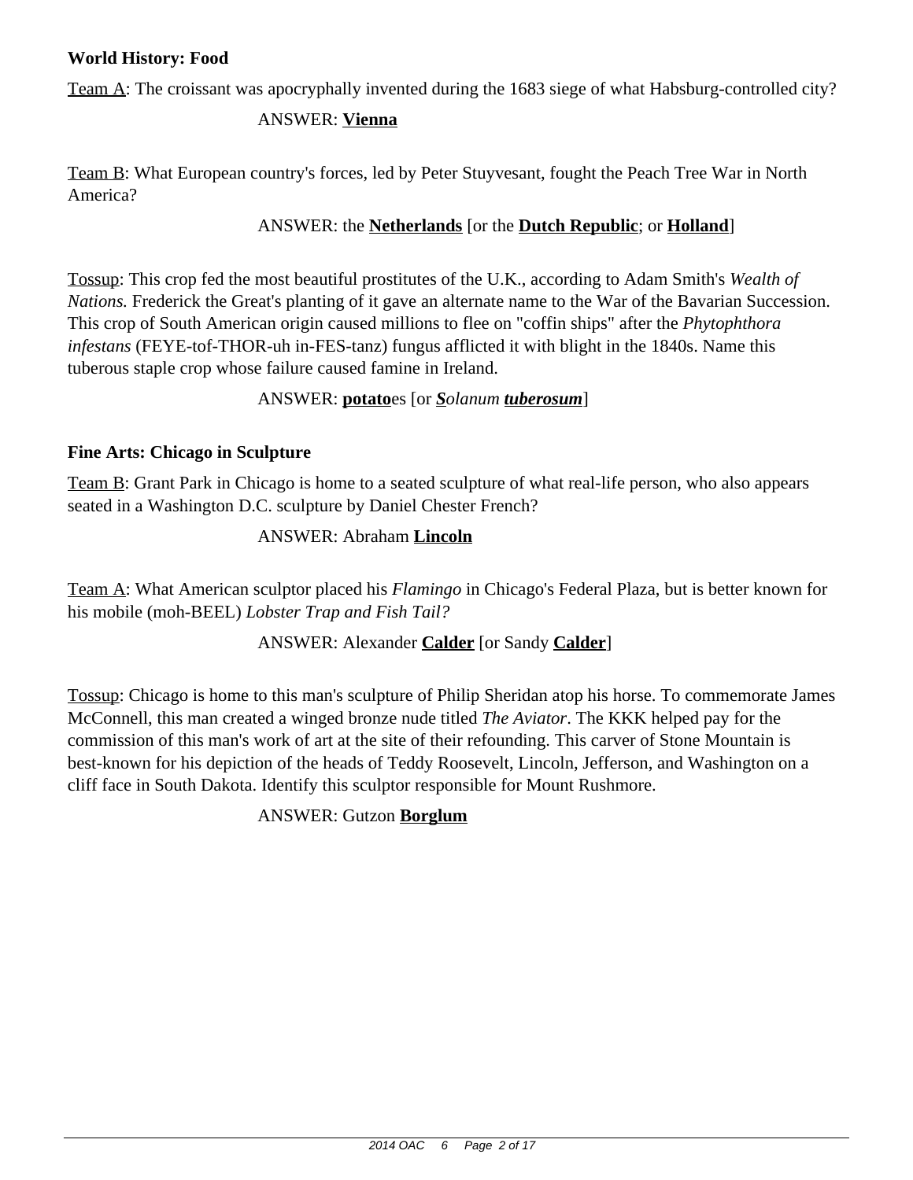**World History: Food**

Team A: The croissant was apocryphally invented during the 1683 siege of what Habsburg-controlled city?

ANSWER: **Vienna**

Team B: What European country's forces, led by Peter Stuyvesant, fought the Peach Tree War in North America?

ANSWER: the **Netherlands** [or the **Dutch Republic**; or **Holland**]

Tossup: This crop fed the most beautiful prostitutes of the U.K., according to Adam Smith's *Wealth of Nations.* Frederick the Great's planting of it gave an alternate name to the War of the Bavarian Succession. This crop of South American origin caused millions to flee on "coffin ships" after the *Phytophthora infestans* (FEYE-tof-THOR-uh in-FES-tanz) fungus afflicted it with blight in the 1840s. Name this tuberous staple crop whose failure caused famine in Ireland.

ANSWER: **potato**es [or ***S****olanum* ***tuberosum***]

**Fine Arts: Chicago in Sculpture**

Team B: Grant Park in Chicago is home to a seated sculpture of what real-life person, who also appears seated in a Washington D.C. sculpture by Daniel Chester French?

ANSWER: Abraham **Lincoln**

Team A: What American sculptor placed his *Flamingo* in Chicago's Federal Plaza, but is better known for his mobile (moh-BEEL) *Lobster Trap and Fish Tail?*

ANSWER: Alexander **Calder** [or Sandy **Calder**]

Tossup: Chicago is home to this man's sculpture of Philip Sheridan atop his horse. To commemorate James McConnell, this man created a winged bronze nude titled *The Aviator*. The KKK helped pay for the commission of this man's work of art at the site of their refounding. This carver of Stone Mountain is best-known for his depiction of the heads of Teddy Roosevelt, Lincoln, Jefferson, and Washington on a cliff face in South Dakota. Identify this sculptor responsible for Mount Rushmore.

ANSWER: Gutzon **Borglum**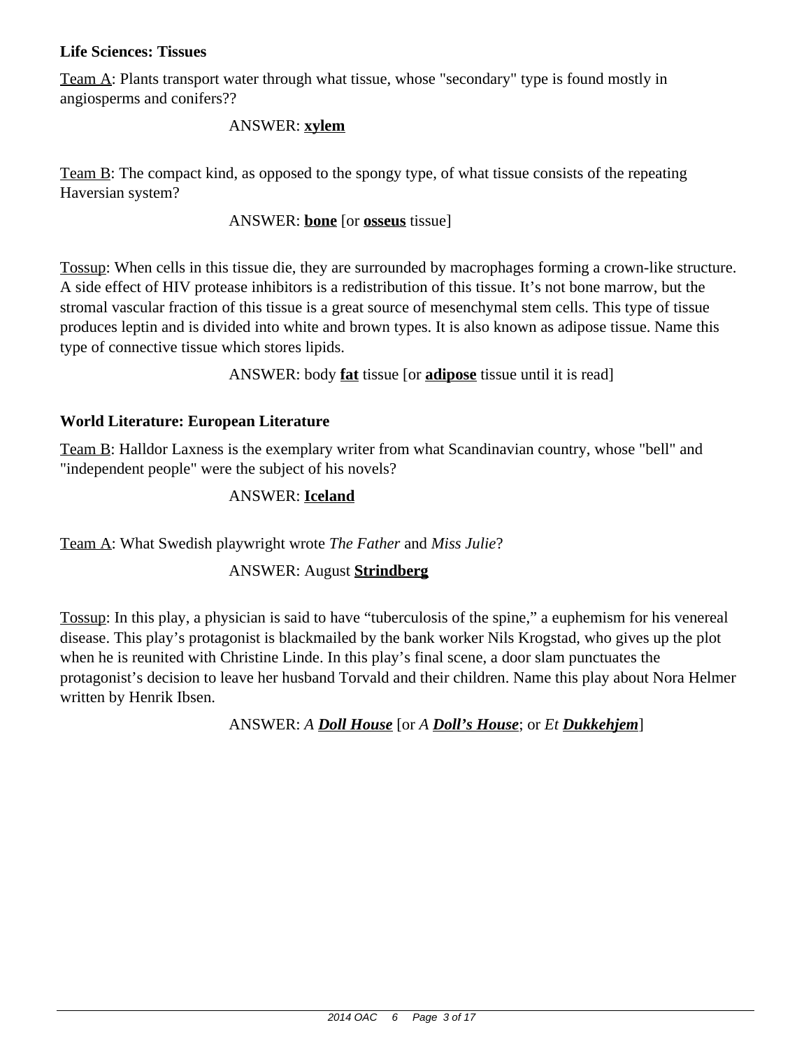**Life Sciences: Tissues**

Team A: Plants transport water through what tissue, whose "secondary" type is found mostly in angiosperms and conifers??

ANSWER: **xylem**

Team B: The compact kind, as opposed to the spongy type, of what tissue consists of the repeating Haversian system?

ANSWER: **bone** [or **osseus** tissue]

Tossup: When cells in this tissue die, they are surrounded by macrophages forming a crown-like structure. A side effect of HIV protease inhibitors is a redistribution of this tissue. It's not bone marrow, but the stromal vascular fraction of this tissue is a great source of mesenchymal stem cells. This type of tissue produces leptin and is divided into white and brown types. It is also known as adipose tissue. Name this type of connective tissue which stores lipids.

ANSWER: body **fat** tissue [or **adipose** tissue until it is read]

**World Literature: European Literature**

Team B: Halldor Laxness is the exemplary writer from what Scandinavian country, whose "bell" and "independent people" were the subject of his novels?

ANSWER: **Iceland**

Team A: What Swedish playwright wrote *The Father* and *Miss Julie*?

ANSWER: August **Strindberg**

Tossup: In this play, a physician is said to have "tuberculosis of the spine," a euphemism for his venereal disease. This play's protagonist is blackmailed by the bank worker Nils Krogstad, who gives up the plot when he is reunited with Christine Linde. In this play's final scene, a door slam punctuates the protagonist's decision to leave her husband Torvald and their children. Name this play about Nora Helmer written by Henrik Ibsen.

ANSWER: *A **Doll House*** [or *A **Doll's House***; or *Et **Dukkehjem***]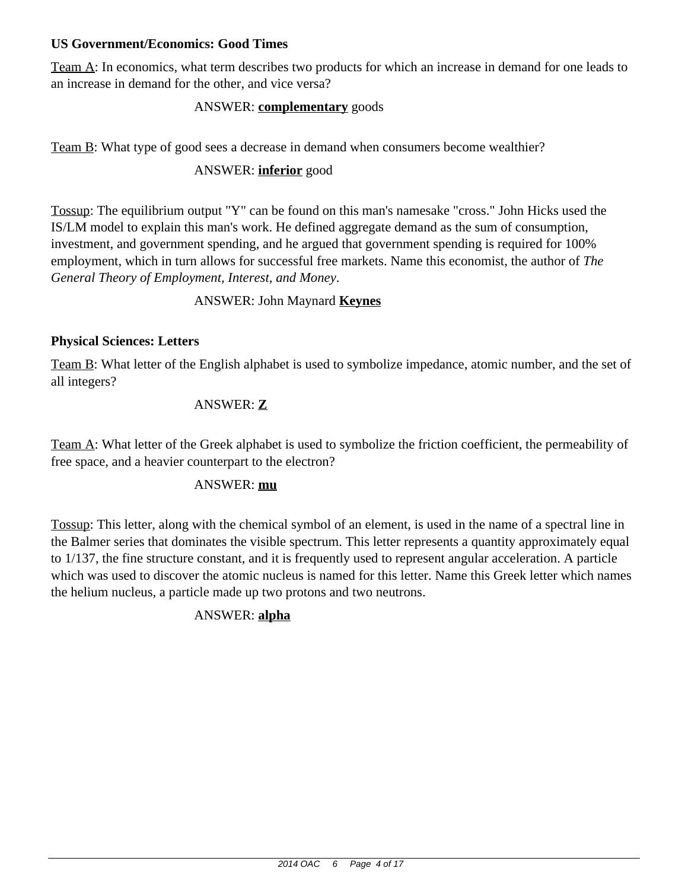### US Government/Economics: Good Times

Team A: In economics, what term describes two products for which an increase in demand for one leads to an increase in demand for the other, and vice versa?

ANSWER: **complementary** goods

Team B: What type of good sees a decrease in demand when consumers become wealthier?

ANSWER: **inferior** good

Tossup: The equilibrium output "Y" can be found on this man's namesake "cross." John Hicks used the IS/LM model to explain this man's work. He defined aggregate demand as the sum of consumption, investment, and government spending, and he argued that government spending is required for 100% employment, which in turn allows for successful free markets. Name this economist, the author of *The General Theory of Employment, Interest, and Money*.

ANSWER: John Maynard **Keynes**

### Physical Sciences: Letters

Team B: What letter of the English alphabet is used to symbolize impedance, atomic number, and the set of all integers?

ANSWER: **Z**

Team A: What letter of the Greek alphabet is used to symbolize the friction coefficient, the permeability of free space, and a heavier counterpart to the electron?

ANSWER: **mu**

Tossup: This letter, along with the chemical symbol of an element, is used in the name of a spectral line in the Balmer series that dominates the visible spectrum. This letter represents a quantity approximately equal to 1/137, the fine structure constant, and it is frequently used to represent angular acceleration. A particle which was used to discover the atomic nucleus is named for this letter. Name this Greek letter which names the helium nucleus, a particle made up two protons and two neutrons.

ANSWER: **alpha**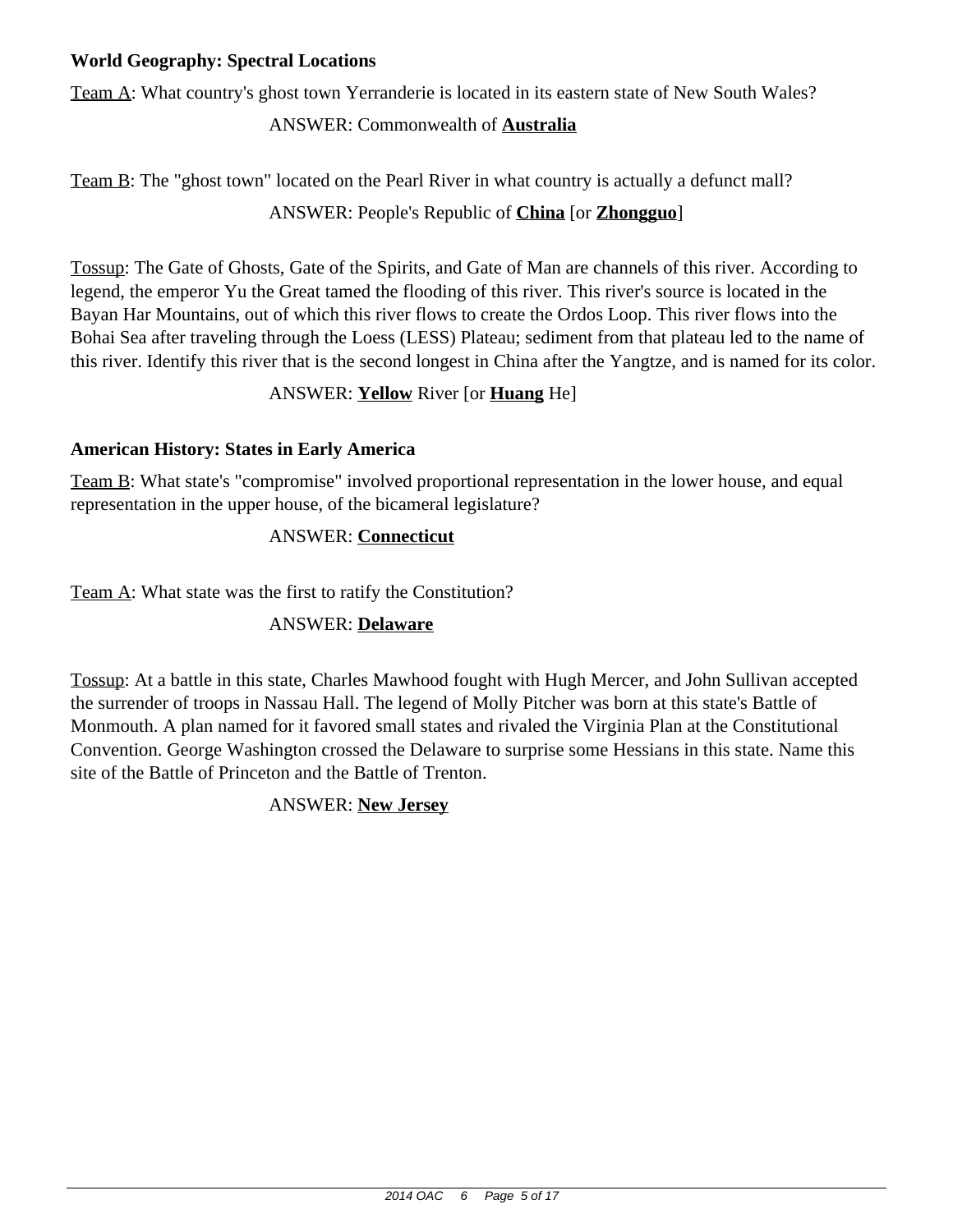### World Geography: Spectral Locations

<u>Team A</u>: What country's ghost town Yerranderie is located in its eastern state of New South Wales?

ANSWER: Commonwealth of **<u>Australia</u>**

<u>Team B</u>: The "ghost town" located on the Pearl River in what country is actually a defunct mall?

ANSWER: People's Republic of **<u>China</u>** [or **<u>Zhongguo</u>**]

<u>Tossup</u>: The Gate of Ghosts, Gate of the Spirits, and Gate of Man are channels of this river. According to legend, the emperor Yu the Great tamed the flooding of this river. This river's source is located in the Bayan Har Mountains, out of which this river flows to create the Ordos Loop. This river flows into the Bohai Sea after traveling through the Loess (LESS) Plateau; sediment from that plateau led to the name of this river. Identify this river that is the second longest in China after the Yangtze, and is named for its color.

ANSWER: **<u>Yellow</u>** River [or **<u>Huang</u>** He]

### American History: States in Early America

<u>Team B</u>: What state's "compromise" involved proportional representation in the lower house, and equal representation in the upper house, of the bicameral legislature?

ANSWER: **<u>Connecticut</u>**

<u>Team A</u>: What state was the first to ratify the Constitution?

ANSWER: **<u>Delaware</u>**

<u>Tossup</u>: At a battle in this state, Charles Mawhood fought with Hugh Mercer, and John Sullivan accepted the surrender of troops in Nassau Hall. The legend of Molly Pitcher was born at this state's Battle of Monmouth. A plan named for it favored small states and rivaled the Virginia Plan at the Constitutional Convention. George Washington crossed the Delaware to surprise some Hessians in this state. Name this site of the Battle of Princeton and the Battle of Trenton.

ANSWER: **<u>New Jersey</u>**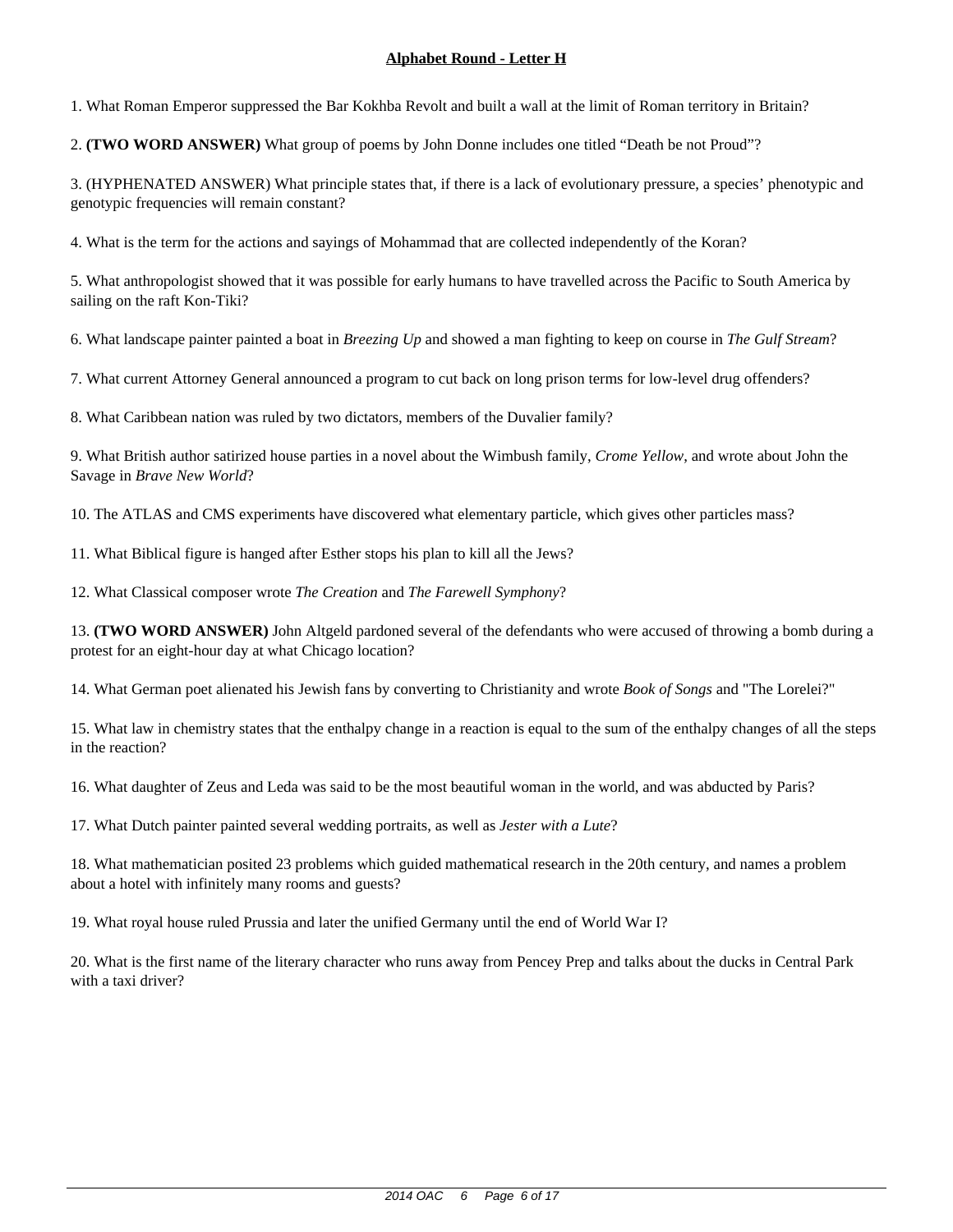## Alphabet Round - Letter H

1. What Roman Emperor suppressed the Bar Kokhba Revolt and built a wall at the limit of Roman territory in Britain?

2. **(TWO WORD ANSWER)** What group of poems by John Donne includes one titled "Death be not Proud"?

3. (HYPHENATED ANSWER) What principle states that, if there is a lack of evolutionary pressure, a species' phenotypic and genotypic frequencies will remain constant?

4. What is the term for the actions and sayings of Mohammad that are collected independently of the Koran?

5. What anthropologist showed that it was possible for early humans to have travelled across the Pacific to South America by sailing on the raft Kon-Tiki?

6. What landscape painter painted a boat in *Breezing Up* and showed a man fighting to keep on course in *The Gulf Stream*?

7. What current Attorney General announced a program to cut back on long prison terms for low-level drug offenders?

8. What Caribbean nation was ruled by two dictators, members of the Duvalier family?

9. What British author satirized house parties in a novel about the Wimbush family, *Crome Yellow*, and wrote about John the Savage in *Brave New World*?

10. The ATLAS and CMS experiments have discovered what elementary particle, which gives other particles mass?

11. What Biblical figure is hanged after Esther stops his plan to kill all the Jews?

12. What Classical composer wrote *The Creation* and *The Farewell Symphony*?

13. **(TWO WORD ANSWER)** John Altgeld pardoned several of the defendants who were accused of throwing a bomb during a protest for an eight-hour day at what Chicago location?

14. What German poet alienated his Jewish fans by converting to Christianity and wrote *Book of Songs* and "The Lorelei?"

15. What law in chemistry states that the enthalpy change in a reaction is equal to the sum of the enthalpy changes of all the steps in the reaction?

16. What daughter of Zeus and Leda was said to be the most beautiful woman in the world, and was abducted by Paris?

17. What Dutch painter painted several wedding portraits, as well as *Jester with a Lute*?

18. What mathematician posited 23 problems which guided mathematical research in the 20th century, and names a problem about a hotel with infinitely many rooms and guests?

19. What royal house ruled Prussia and later the unified Germany until the end of World War I?

20. What is the first name of the literary character who runs away from Pencey Prep and talks about the ducks in Central Park with a taxi driver?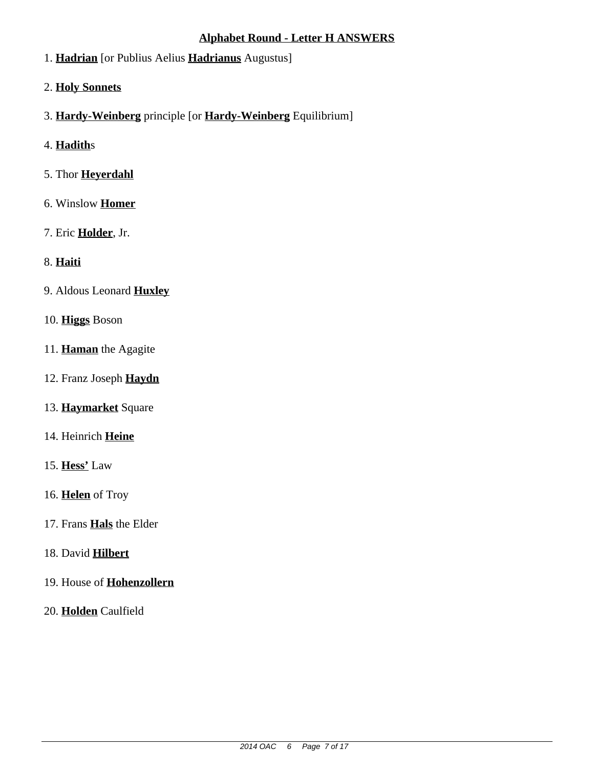## **Alphabet Round - Letter H ANSWERS**

1. **Hadrian** [or Publius Aelius **Hadrianus** Augustus]

2. **Holy Sonnets**

3. **Hardy-Weinberg** principle [or **Hardy-Weinberg** Equilibrium]

4. **Hadith**s

5. Thor **Heyerdahl**

6. Winslow **Homer**

7. Eric **Holder**, Jr.

8. **Haiti**

9. Aldous Leonard **Huxley**

10. **Higgs** Boson

11. **Haman** the Agagite

12. Franz Joseph **Haydn**

13. **Haymarket** Square

14. Heinrich **Heine**

15. **Hess'** Law

16. **Helen** of Troy

17. Frans **Hals** the Elder

18. David **Hilbert**

19. House of **Hohenzollern**

20. **Holden** Caulfield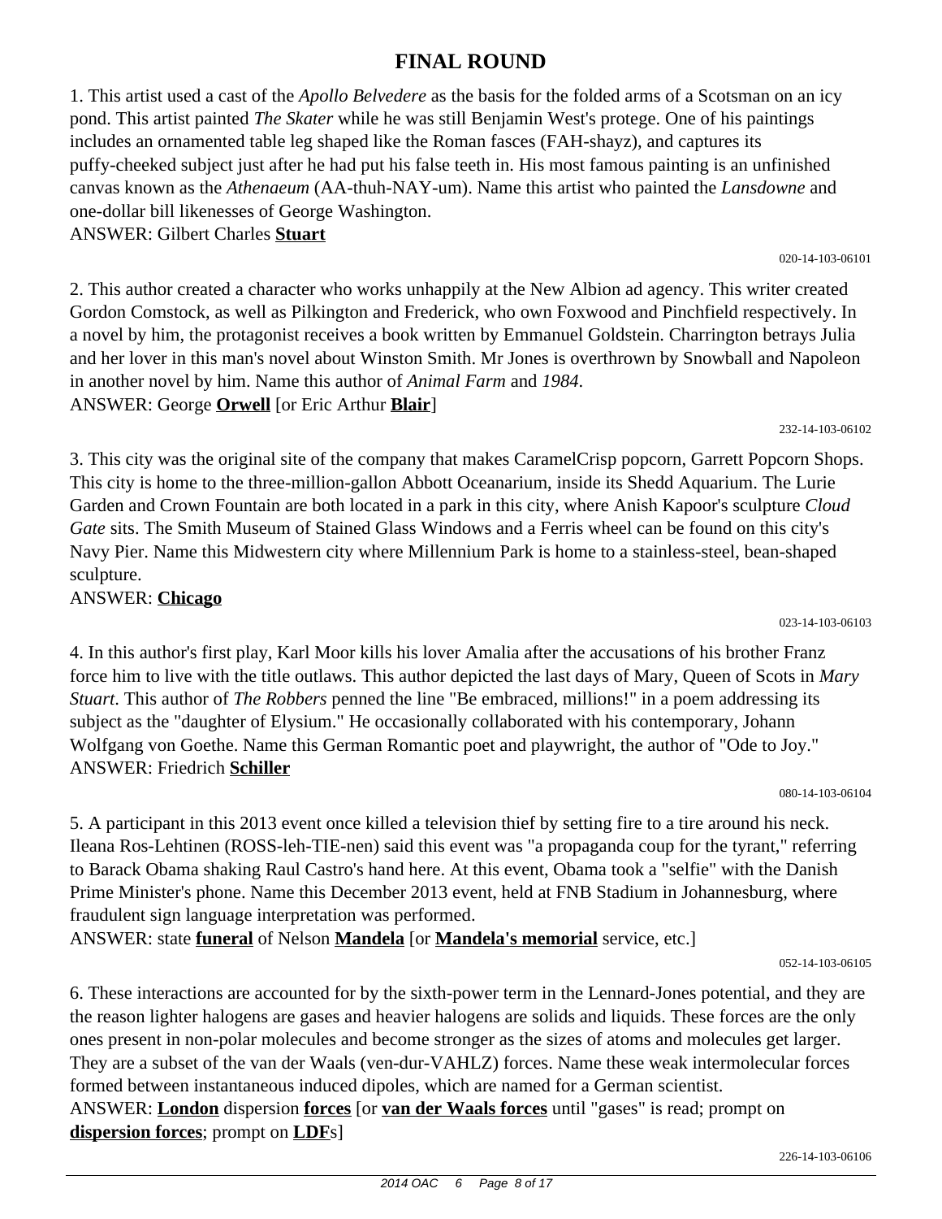# FINAL ROUND

1. This artist used a cast of the *Apollo Belvedere* as the basis for the folded arms of a Scotsman on an icy pond. This artist painted *The Skater* while he was still Benjamin West's protege. One of his paintings includes an ornamented table leg shaped like the Roman fasces (FAH-shayz), and captures its puffy-cheeked subject just after he had put his false teeth in. His most famous painting is an unfinished canvas known as the *Athenaeum* (AA-thuh-NAY-um). Name this artist who painted the *Lansdowne* and one-dollar bill likenesses of George Washington.

ANSWER: Gilbert Charles **Stuart**

020-14-103-06101

2. This author created a character who works unhappily at the New Albion ad agency. This writer created Gordon Comstock, as well as Pilkington and Frederick, who own Foxwood and Pinchfield respectively. In a novel by him, the protagonist receives a book written by Emmanuel Goldstein. Charrington betrays Julia and her lover in this man's novel about Winston Smith. Mr Jones is overthrown by Snowball and Napoleon in another novel by him. Name this author of *Animal Farm* and *1984*.

ANSWER: George **Orwell** [or Eric Arthur **Blair**]

232-14-103-06102

3. This city was the original site of the company that makes CaramelCrisp popcorn, Garrett Popcorn Shops. This city is home to the three-million-gallon Abbott Oceanarium, inside its Shedd Aquarium. The Lurie Garden and Crown Fountain are both located in a park in this city, where Anish Kapoor's sculpture *Cloud Gate* sits. The Smith Museum of Stained Glass Windows and a Ferris wheel can be found on this city's Navy Pier. Name this Midwestern city where Millennium Park is home to a stainless-steel, bean-shaped sculpture.

ANSWER: **Chicago**

023-14-103-06103

4. In this author's first play, Karl Moor kills his lover Amalia after the accusations of his brother Franz force him to live with the title outlaws. This author depicted the last days of Mary, Queen of Scots in *Mary Stuart*. This author of *The Robbers* penned the line "Be embraced, millions!" in a poem addressing its subject as the "daughter of Elysium." He occasionally collaborated with his contemporary, Johann Wolfgang von Goethe. Name this German Romantic poet and playwright, the author of "Ode to Joy."

ANSWER: Friedrich **Schiller**

080-14-103-06104

5. A participant in this 2013 event once killed a television thief by setting fire to a tire around his neck. Ileana Ros-Lehtinen (ROSS-leh-TIE-nen) said this event was "a propaganda coup for the tyrant," referring to Barack Obama shaking Raul Castro's hand here. At this event, Obama took a "selfie" with the Danish Prime Minister's phone. Name this December 2013 event, held at FNB Stadium in Johannesburg, where fraudulent sign language interpretation was performed.

ANSWER: state **funeral** of Nelson **Mandela** [or **Mandela's memorial** service, etc.]

052-14-103-06105

6. These interactions are accounted for by the sixth-power term in the Lennard-Jones potential, and they are the reason lighter halogens are gases and heavier halogens are solids and liquids. These forces are the only ones present in non-polar molecules and become stronger as the sizes of atoms and molecules get larger. They are a subset of the van der Waals (ven-dur-VAHLZ) forces. Name these weak intermolecular forces formed between instantaneous induced dipoles, which are named for a German scientist.

ANSWER: **London** dispersion **forces** [or **van der Waals forces** until "gases" is read; prompt on **dispersion forces**; prompt on **LDF**s]

226-14-103-06106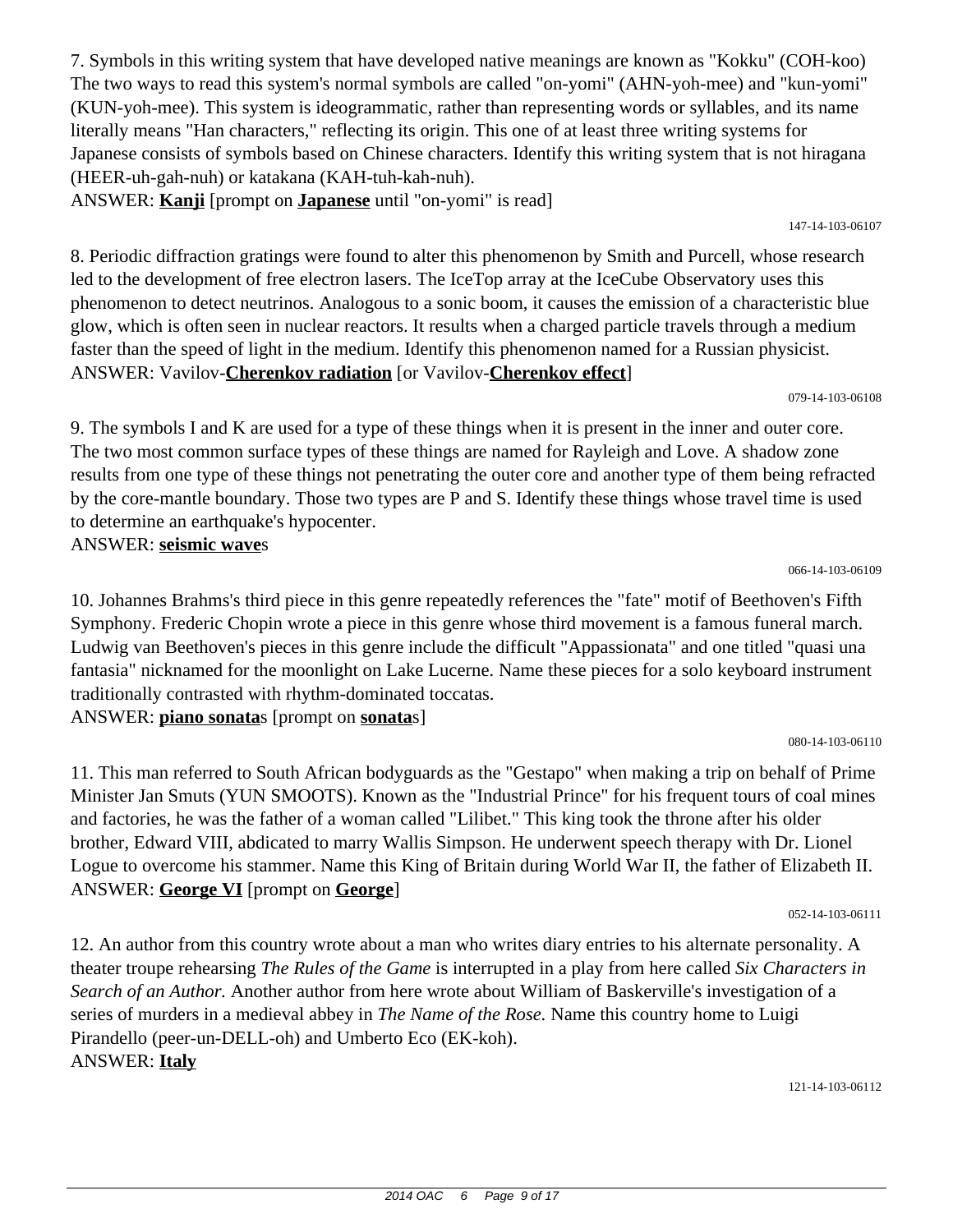7. Symbols in this writing system that have developed native meanings are known as "Kokku" (COH-koo) The two ways to read this system's normal symbols are called "on-yomi" (AHN-yoh-mee) and "kun-yomi" (KUN-yoh-mee). This system is ideogrammatic, rather than representing words or syllables, and its name literally means "Han characters," reflecting its origin. This one of at least three writing systems for Japanese consists of symbols based on Chinese characters. Identify this writing system that is not hiragana (HEER-uh-gah-nuh) or katakana (KAH-tuh-kah-nuh).
ANSWER: **Kanji** [prompt on **Japanese** until "on-yomi" is read]

147-14-103-06107

8. Periodic diffraction gratings were found to alter this phenomenon by Smith and Purcell, whose research led to the development of free electron lasers. The IceTop array at the IceCube Observatory uses this phenomenon to detect neutrinos. Analogous to a sonic boom, it causes the emission of a characteristic blue glow, which is often seen in nuclear reactors. It results when a charged particle travels through a medium faster than the speed of light in the medium. Identify this phenomenon named for a Russian physicist.
ANSWER: Vavilov-**Cherenkov radiation** [or Vavilov-**Cherenkov effect**]

079-14-103-06108

9. The symbols I and K are used for a type of these things when it is present in the inner and outer core. The two most common surface types of these things are named for Rayleigh and Love. A shadow zone results from one type of these things not penetrating the outer core and another type of them being refracted by the core-mantle boundary. Those two types are P and S. Identify these things whose travel time is used to determine an earthquake's hypocenter.
ANSWER: **seismic wave**s

066-14-103-06109

10. Johannes Brahms's third piece in this genre repeatedly references the "fate" motif of Beethoven's Fifth Symphony. Frederic Chopin wrote a piece in this genre whose third movement is a famous funeral march. Ludwig van Beethoven's pieces in this genre include the difficult "Appassionata" and one titled "quasi una fantasia" nicknamed for the moonlight on Lake Lucerne. Name these pieces for a solo keyboard instrument traditionally contrasted with rhythm-dominated toccatas.
ANSWER: **piano sonata**s [prompt on **sonata**s]

080-14-103-06110

11. This man referred to South African bodyguards as the "Gestapo" when making a trip on behalf of Prime Minister Jan Smuts (YUN SMOOTS). Known as the "Industrial Prince" for his frequent tours of coal mines and factories, he was the father of a woman called "Lilibet." This king took the throne after his older brother, Edward VIII, abdicated to marry Wallis Simpson. He underwent speech therapy with Dr. Lionel Logue to overcome his stammer. Name this King of Britain during World War II, the father of Elizabeth II.
ANSWER: **George VI** [prompt on **George**]

052-14-103-06111

12. An author from this country wrote about a man who writes diary entries to his alternate personality. A theater troupe rehearsing *The Rules of the Game* is interrupted in a play from here called *Six Characters in Search of an Author.* Another author from here wrote about William of Baskerville's investigation of a series of murders in a medieval abbey in *The Name of the Rose.* Name this country home to Luigi Pirandello (peer-un-DELL-oh) and Umberto Eco (EK-koh).
ANSWER: **Italy**

121-14-103-06112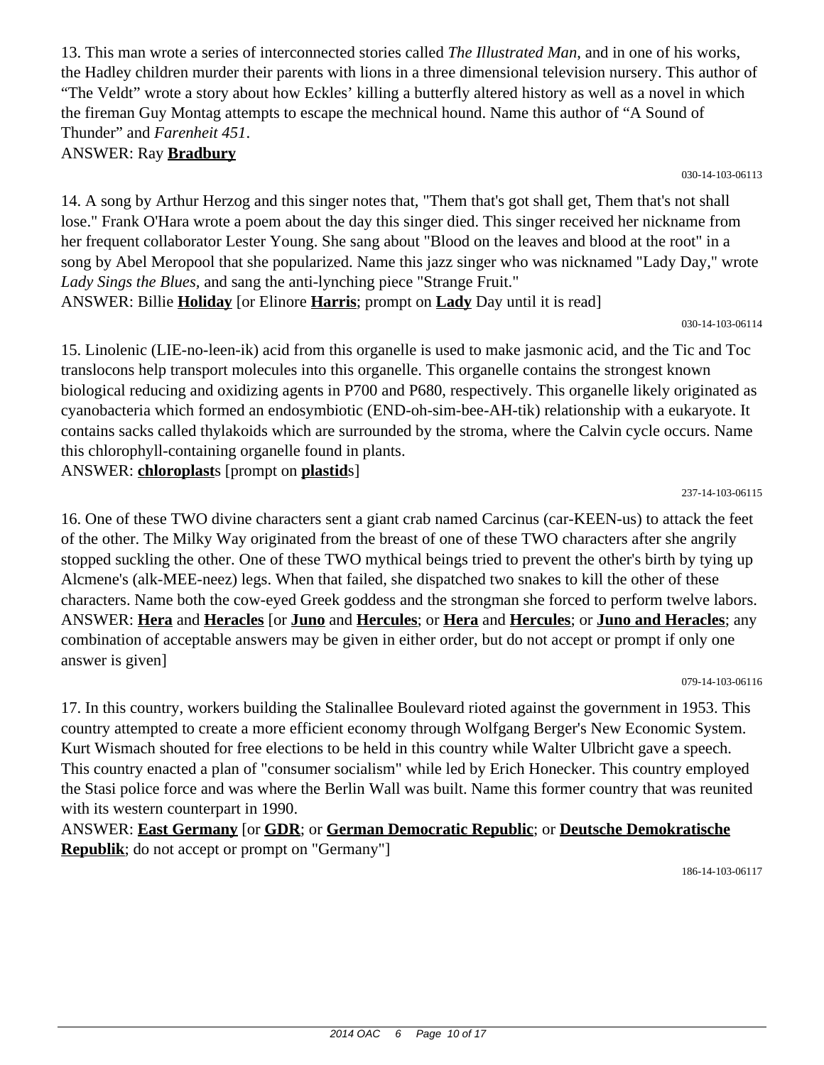13. This man wrote a series of interconnected stories called *The Illustrated Man*, and in one of his works, the Hadley children murder their parents with lions in a three dimensional television nursery. This author of "The Veldt" wrote a story about how Eckles' killing a butterfly altered history as well as a novel in which the fireman Guy Montag attempts to escape the mechnical hound. Name this author of "A Sound of Thunder" and *Farenheit 451*.

ANSWER: Ray **Bradbury**

030-14-103-06113

14. A song by Arthur Herzog and this singer notes that, "Them that's got shall get, Them that's not shall lose." Frank O'Hara wrote a poem about the day this singer died. This singer received her nickname from her frequent collaborator Lester Young. She sang about "Blood on the leaves and blood at the root" in a song by Abel Meropool that she popularized. Name this jazz singer who was nicknamed "Lady Day," wrote *Lady Sings the Blues*, and sang the anti-lynching piece "Strange Fruit."

ANSWER: Billie **Holiday** [or Elinore **Harris**; prompt on **Lady** Day until it is read]

030-14-103-06114

15. Linolenic (LIE-no-leen-ik) acid from this organelle is used to make jasmonic acid, and the Tic and Toc translocons help transport molecules into this organelle. This organelle contains the strongest known biological reducing and oxidizing agents in P700 and P680, respectively. This organelle likely originated as cyanobacteria which formed an endosymbiotic (END-oh-sim-bee-AH-tik) relationship with a eukaryote. It contains sacks called thylakoids which are surrounded by the stroma, where the Calvin cycle occurs. Name this chlorophyll-containing organelle found in plants.

ANSWER: **chloroplast**s [prompt on **plastid**s]

237-14-103-06115

16. One of these TWO divine characters sent a giant crab named Carcinus (car-KEEN-us) to attack the feet of the other. The Milky Way originated from the breast of one of these TWO characters after she angrily stopped suckling the other. One of these TWO mythical beings tried to prevent the other's birth by tying up Alcmene's (alk-MEE-neez) legs. When that failed, she dispatched two snakes to kill the other of these characters. Name both the cow-eyed Greek goddess and the strongman she forced to perform twelve labors.

ANSWER: **Hera** and **Heracles** [or **Juno** and **Hercules**; or **Hera** and **Hercules**; or **Juno and Heracles**; any combination of acceptable answers may be given in either order, but do not accept or prompt if only one answer is given]

079-14-103-06116

17. In this country, workers building the Stalinallee Boulevard rioted against the government in 1953. This country attempted to create a more efficient economy through Wolfgang Berger's New Economic System. Kurt Wismach shouted for free elections to be held in this country while Walter Ulbricht gave a speech. This country enacted a plan of "consumer socialism" while led by Erich Honecker. This country employed the Stasi police force and was where the Berlin Wall was built. Name this former country that was reunited with its western counterpart in 1990.

ANSWER: **East Germany** [or **GDR**; or **German Democratic Republic**; or **Deutsche Demokratische Republik**; do not accept or prompt on "Germany"]

186-14-103-06117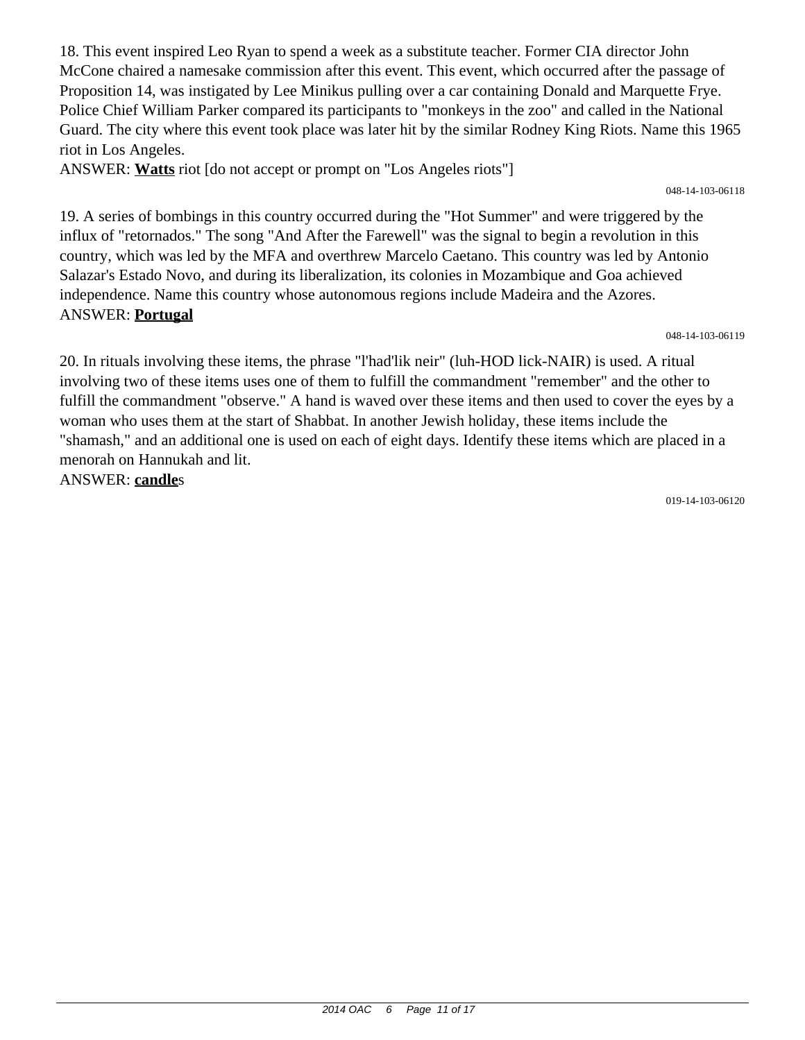18. This event inspired Leo Ryan to spend a week as a substitute teacher. Former CIA director John McCone chaired a namesake commission after this event. This event, which occurred after the passage of Proposition 14, was instigated by Lee Minikus pulling over a car containing Donald and Marquette Frye. Police Chief William Parker compared its participants to "monkeys in the zoo" and called in the National Guard. The city where this event took place was later hit by the similar Rodney King Riots. Name this 1965 riot in Los Angeles.

ANSWER: **Watts** riot [do not accept or prompt on "Los Angeles riots"]

048-14-103-06118

19. A series of bombings in this country occurred during the "Hot Summer" and were triggered by the influx of "retornados." The song "And After the Farewell" was the signal to begin a revolution in this country, which was led by the MFA and overthrew Marcelo Caetano. This country was led by Antonio Salazar's Estado Novo, and during its liberalization, its colonies in Mozambique and Goa achieved independence. Name this country whose autonomous regions include Madeira and the Azores.

ANSWER: **Portugal**

048-14-103-06119

20. In rituals involving these items, the phrase "l'had'lik neir" (luh-HOD lick-NAIR) is used. A ritual involving two of these items uses one of them to fulfill the commandment "remember" and the other to fulfill the commandment "observe." A hand is waved over these items and then used to cover the eyes by a woman who uses them at the start of Shabbat. In another Jewish holiday, these items include the "shamash," and an additional one is used on each of eight days. Identify these items which are placed in a menorah on Hannukah and lit.

ANSWER: **candle**s

019-14-103-06120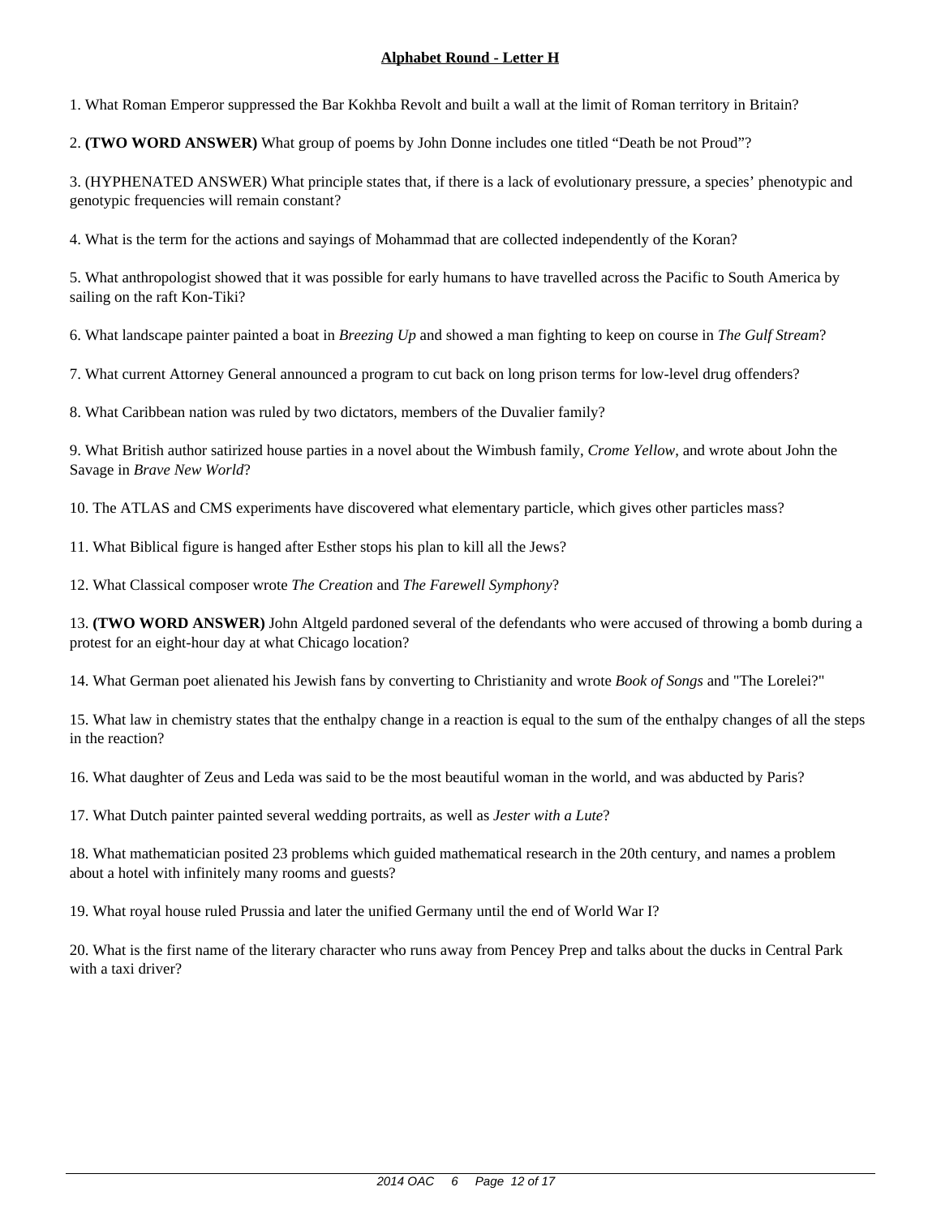**Alphabet Round - Letter H**

1. What Roman Emperor suppressed the Bar Kokhba Revolt and built a wall at the limit of Roman territory in Britain?

2. **(TWO WORD ANSWER)** What group of poems by John Donne includes one titled “Death be not Proud”?

3. (HYPHENATED ANSWER) What principle states that, if there is a lack of evolutionary pressure, a species’ phenotypic and genotypic frequencies will remain constant?

4. What is the term for the actions and sayings of Mohammad that are collected independently of the Koran?

5. What anthropologist showed that it was possible for early humans to have travelled across the Pacific to South America by sailing on the raft Kon-Tiki?

6. What landscape painter painted a boat in *Breezing Up* and showed a man fighting to keep on course in *The Gulf Stream*?

7. What current Attorney General announced a program to cut back on long prison terms for low-level drug offenders?

8. What Caribbean nation was ruled by two dictators, members of the Duvalier family?

9. What British author satirized house parties in a novel about the Wimbush family, *Crome Yellow*, and wrote about John the Savage in *Brave New World*?

10. The ATLAS and CMS experiments have discovered what elementary particle, which gives other particles mass?

11. What Biblical figure is hanged after Esther stops his plan to kill all the Jews?

12. What Classical composer wrote *The Creation* and *The Farewell Symphony*?

13. **(TWO WORD ANSWER)** John Altgeld pardoned several of the defendants who were accused of throwing a bomb during a protest for an eight-hour day at what Chicago location?

14. What German poet alienated his Jewish fans by converting to Christianity and wrote *Book of Songs* and "The Lorelei?"

15. What law in chemistry states that the enthalpy change in a reaction is equal to the sum of the enthalpy changes of all the steps in the reaction?

16. What daughter of Zeus and Leda was said to be the most beautiful woman in the world, and was abducted by Paris?

17. What Dutch painter painted several wedding portraits, as well as *Jester with a Lute*?

18. What mathematician posited 23 problems which guided mathematical research in the 20th century, and names a problem about a hotel with infinitely many rooms and guests?

19. What royal house ruled Prussia and later the unified Germany until the end of World War I?

20. What is the first name of the literary character who runs away from Pencey Prep and talks about the ducks in Central Park with a taxi driver?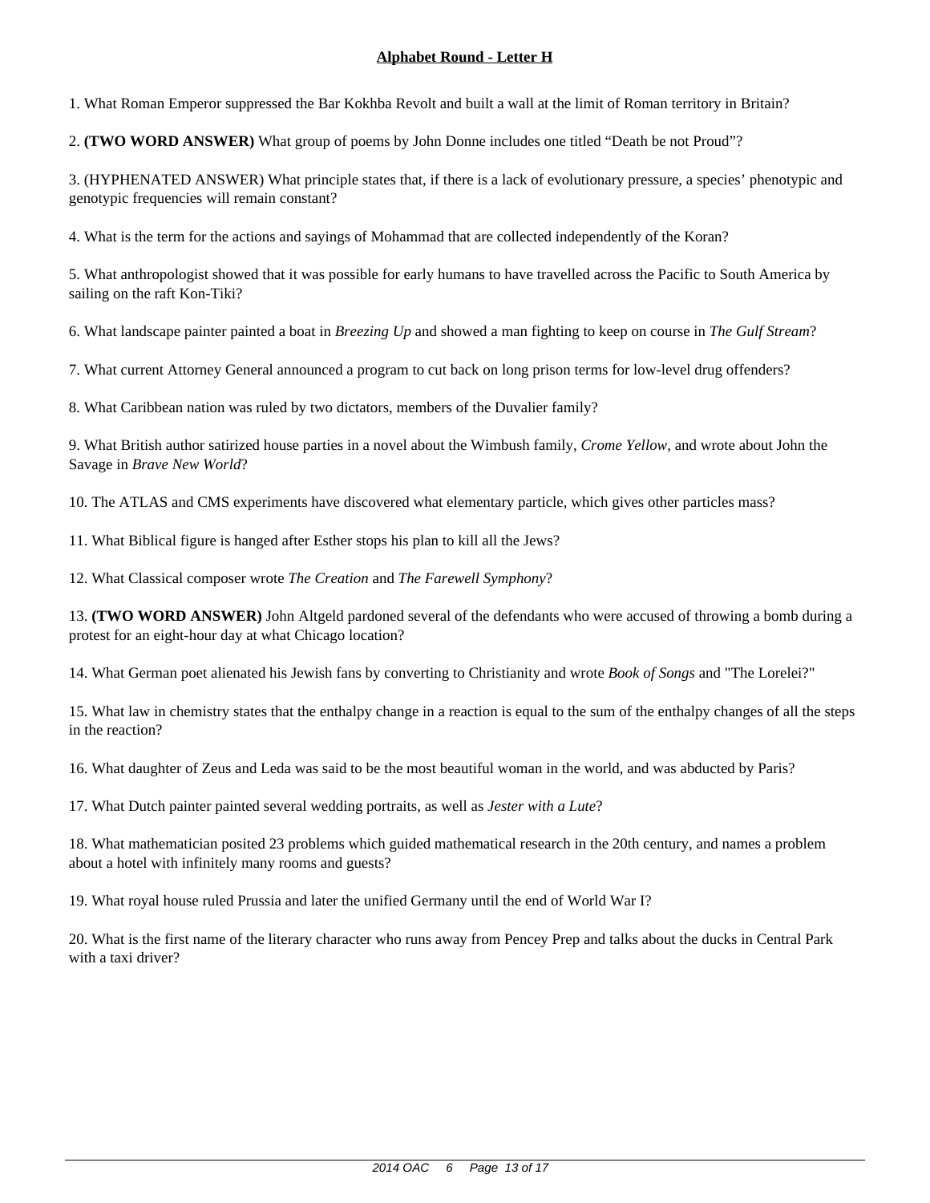**Alphabet Round - Letter H**

1. What Roman Emperor suppressed the Bar Kokhba Revolt and built a wall at the limit of Roman territory in Britain?

2. **(TWO WORD ANSWER)** What group of poems by John Donne includes one titled "Death be not Proud"?

3. (HYPHENATED ANSWER) What principle states that, if there is a lack of evolutionary pressure, a species' phenotypic and genotypic frequencies will remain constant?

4. What is the term for the actions and sayings of Mohammad that are collected independently of the Koran?

5. What anthropologist showed that it was possible for early humans to have travelled across the Pacific to South America by sailing on the raft Kon-Tiki?

6. What landscape painter painted a boat in *Breezing Up* and showed a man fighting to keep on course in *The Gulf Stream*?

7. What current Attorney General announced a program to cut back on long prison terms for low-level drug offenders?

8. What Caribbean nation was ruled by two dictators, members of the Duvalier family?

9. What British author satirized house parties in a novel about the Wimbush family, *Crome Yellow*, and wrote about John the Savage in *Brave New World*?

10. The ATLAS and CMS experiments have discovered what elementary particle, which gives other particles mass?

11. What Biblical figure is hanged after Esther stops his plan to kill all the Jews?

12. What Classical composer wrote *The Creation* and *The Farewell Symphony*?

13. **(TWO WORD ANSWER)** John Altgeld pardoned several of the defendants who were accused of throwing a bomb during a protest for an eight-hour day at what Chicago location?

14. What German poet alienated his Jewish fans by converting to Christianity and wrote *Book of Songs* and "The Lorelei?"

15. What law in chemistry states that the enthalpy change in a reaction is equal to the sum of the enthalpy changes of all the steps in the reaction?

16. What daughter of Zeus and Leda was said to be the most beautiful woman in the world, and was abducted by Paris?

17. What Dutch painter painted several wedding portraits, as well as *Jester with a Lute*?

18. What mathematician posited 23 problems which guided mathematical research in the 20th century, and names a problem about a hotel with infinitely many rooms and guests?

19. What royal house ruled Prussia and later the unified Germany until the end of World War I?

20. What is the first name of the literary character who runs away from Pencey Prep and talks about the ducks in Central Park with a taxi driver?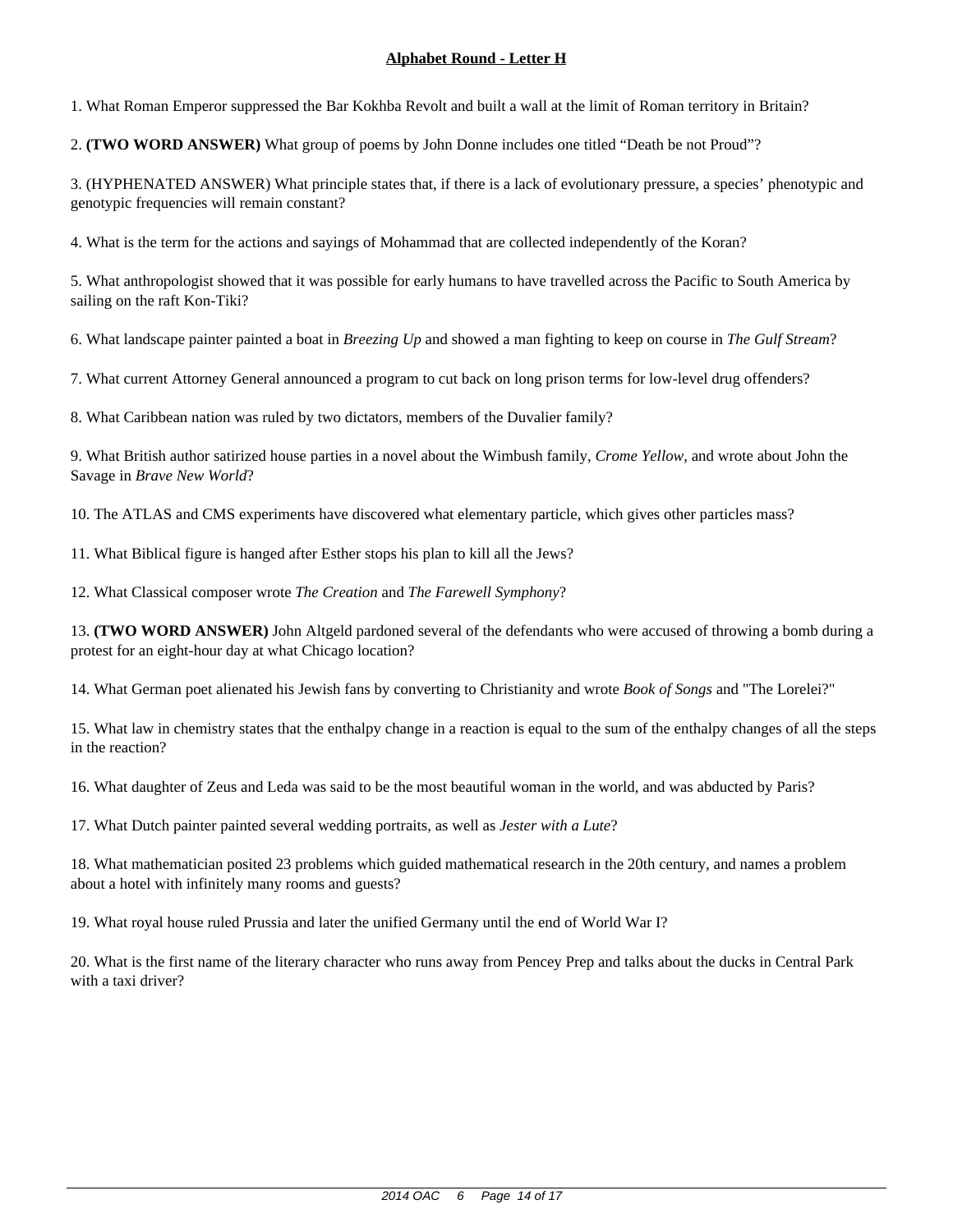## <u>Alphabet Round - Letter H</u>

1. What Roman Emperor suppressed the Bar Kokhba Revolt and built a wall at the limit of Roman territory in Britain?

2. **(TWO WORD ANSWER)** What group of poems by John Donne includes one titled “Death be not Proud”?

3. (HYPHENATED ANSWER) What principle states that, if there is a lack of evolutionary pressure, a species’ phenotypic and genotypic frequencies will remain constant?

4. What is the term for the actions and sayings of Mohammad that are collected independently of the Koran?

5. What anthropologist showed that it was possible for early humans to have travelled across the Pacific to South America by sailing on the raft Kon-Tiki?

6. What landscape painter painted a boat in *Breezing Up* and showed a man fighting to keep on course in *The Gulf Stream*?

7. What current Attorney General announced a program to cut back on long prison terms for low-level drug offenders?

8. What Caribbean nation was ruled by two dictators, members of the Duvalier family?

9. What British author satirized house parties in a novel about the Wimbush family, *Crome Yellow*, and wrote about John the Savage in *Brave New World*?

10. The ATLAS and CMS experiments have discovered what elementary particle, which gives other particles mass?

11. What Biblical figure is hanged after Esther stops his plan to kill all the Jews?

12. What Classical composer wrote *The Creation* and *The Farewell Symphony*?

13. **(TWO WORD ANSWER)** John Altgeld pardoned several of the defendants who were accused of throwing a bomb during a protest for an eight-hour day at what Chicago location?

14. What German poet alienated his Jewish fans by converting to Christianity and wrote *Book of Songs* and "The Lorelei?"

15. What law in chemistry states that the enthalpy change in a reaction is equal to the sum of the enthalpy changes of all the steps in the reaction?

16. What daughter of Zeus and Leda was said to be the most beautiful woman in the world, and was abducted by Paris?

17. What Dutch painter painted several wedding portraits, as well as *Jester with a Lute*?

18. What mathematician posited 23 problems which guided mathematical research in the 20th century, and names a problem about a hotel with infinitely many rooms and guests?

19. What royal house ruled Prussia and later the unified Germany until the end of World War I?

20. What is the first name of the literary character who runs away from Pencey Prep and talks about the ducks in Central Park with a taxi driver?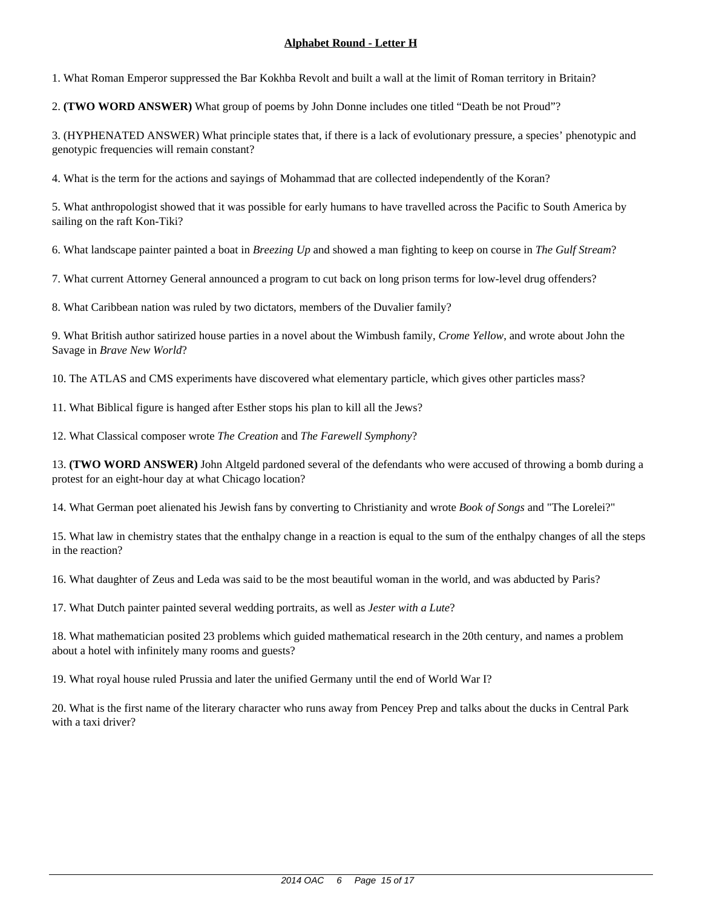**Alphabet Round - Letter H**

1. What Roman Emperor suppressed the Bar Kokhba Revolt and built a wall at the limit of Roman territory in Britain?

2. **(TWO WORD ANSWER)** What group of poems by John Donne includes one titled “Death be not Proud”?

3. (HYPHENATED ANSWER) What principle states that, if there is a lack of evolutionary pressure, a species’ phenotypic and genotypic frequencies will remain constant?

4. What is the term for the actions and sayings of Mohammad that are collected independently of the Koran?

5. What anthropologist showed that it was possible for early humans to have travelled across the Pacific to South America by sailing on the raft Kon-Tiki?

6. What landscape painter painted a boat in *Breezing Up* and showed a man fighting to keep on course in *The Gulf Stream*?

7. What current Attorney General announced a program to cut back on long prison terms for low-level drug offenders?

8. What Caribbean nation was ruled by two dictators, members of the Duvalier family?

9. What British author satirized house parties in a novel about the Wimbush family, *Crome Yellow*, and wrote about John the Savage in *Brave New World*?

10. The ATLAS and CMS experiments have discovered what elementary particle, which gives other particles mass?

11. What Biblical figure is hanged after Esther stops his plan to kill all the Jews?

12. What Classical composer wrote *The Creation* and *The Farewell Symphony*?

13. **(TWO WORD ANSWER)** John Altgeld pardoned several of the defendants who were accused of throwing a bomb during a protest for an eight-hour day at what Chicago location?

14. What German poet alienated his Jewish fans by converting to Christianity and wrote *Book of Songs* and "The Lorelei?"

15. What law in chemistry states that the enthalpy change in a reaction is equal to the sum of the enthalpy changes of all the steps in the reaction?

16. What daughter of Zeus and Leda was said to be the most beautiful woman in the world, and was abducted by Paris?

17. What Dutch painter painted several wedding portraits, as well as *Jester with a Lute*?

18. What mathematician posited 23 problems which guided mathematical research in the 20th century, and names a problem about a hotel with infinitely many rooms and guests?

19. What royal house ruled Prussia and later the unified Germany until the end of World War I?

20. What is the first name of the literary character who runs away from Pencey Prep and talks about the ducks in Central Park with a taxi driver?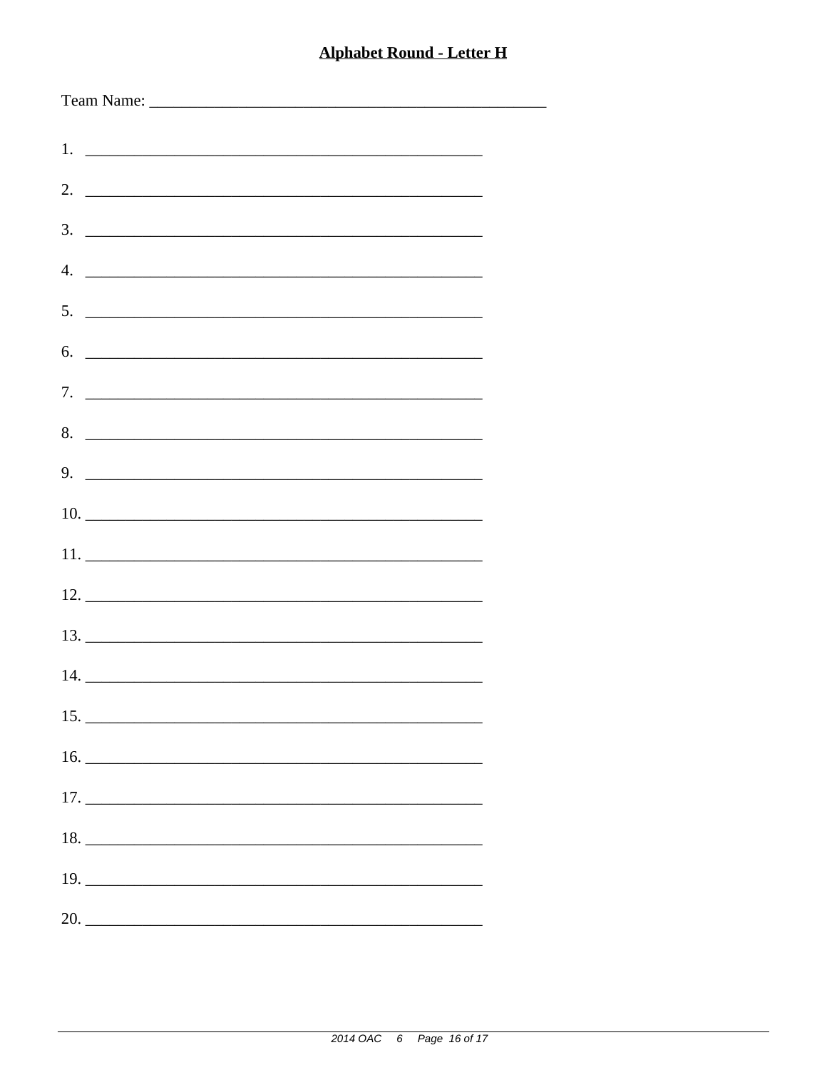**Alphabet Round - Letter H**

Team Name: ___________________________________________________

1. ___________________________________________________

2. ___________________________________________________

3. ___________________________________________________

4. ___________________________________________________

5. ___________________________________________________

6. ___________________________________________________

7. ___________________________________________________

8. ___________________________________________________

9. ___________________________________________________

10. ___________________________________________________

11. ___________________________________________________

12. ___________________________________________________

13. ___________________________________________________

14. ___________________________________________________

15. ___________________________________________________

16. ___________________________________________________

17. ___________________________________________________

18. ___________________________________________________

19. ___________________________________________________

20. ___________________________________________________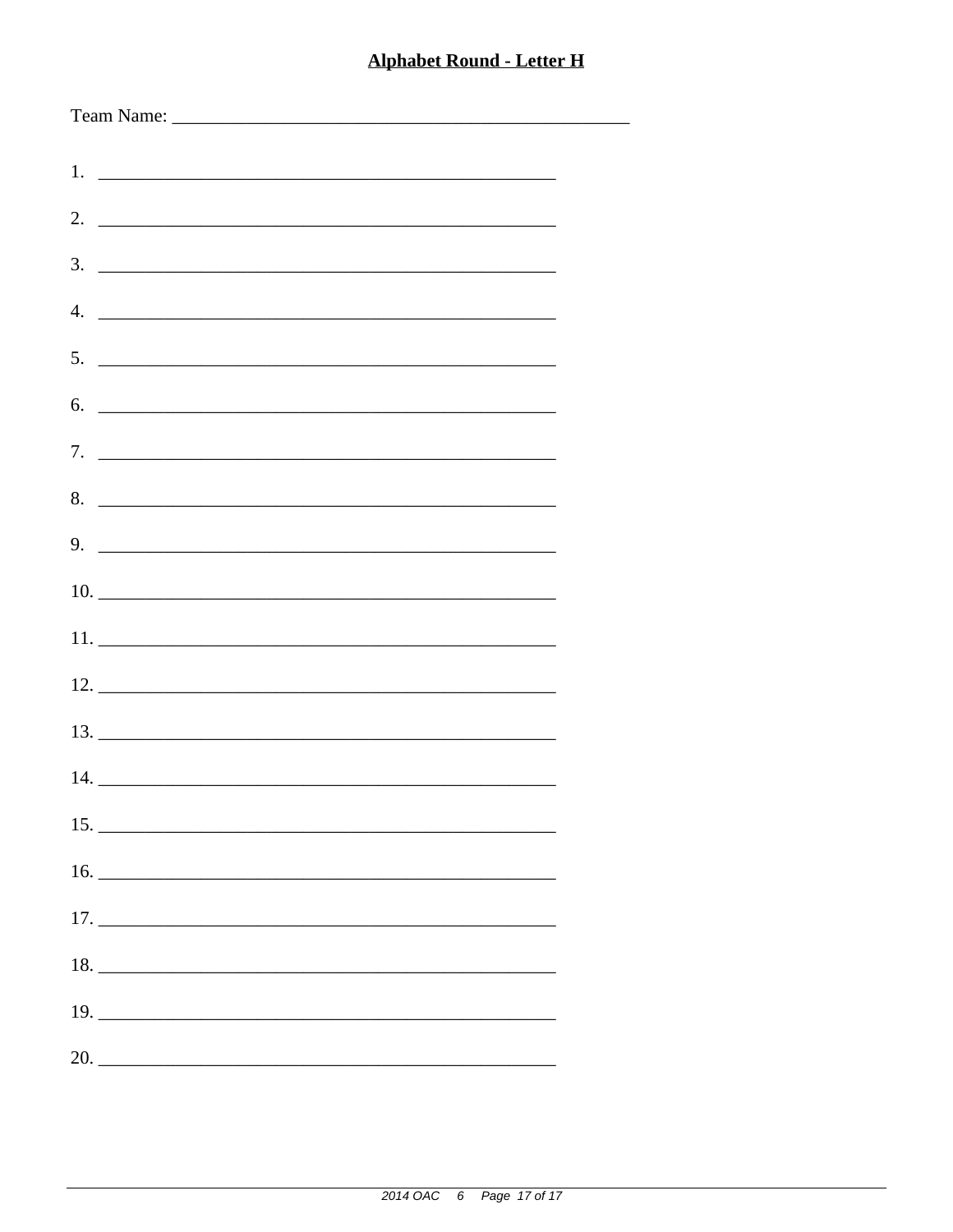**Alphabet Round - Letter H**

Team Name: ___________________________________________________

1. ____________________________________________________

2. ____________________________________________________

3. ____________________________________________________

4. ____________________________________________________

5. ____________________________________________________

6. ____________________________________________________

7. ____________________________________________________

8. ____________________________________________________

9. ____________________________________________________

10. ____________________________________________________

11. ____________________________________________________

12. ____________________________________________________

13. ____________________________________________________

14. ____________________________________________________

15. ____________________________________________________

16. ____________________________________________________

17. ____________________________________________________

18. ____________________________________________________

19. ____________________________________________________

20. ____________________________________________________